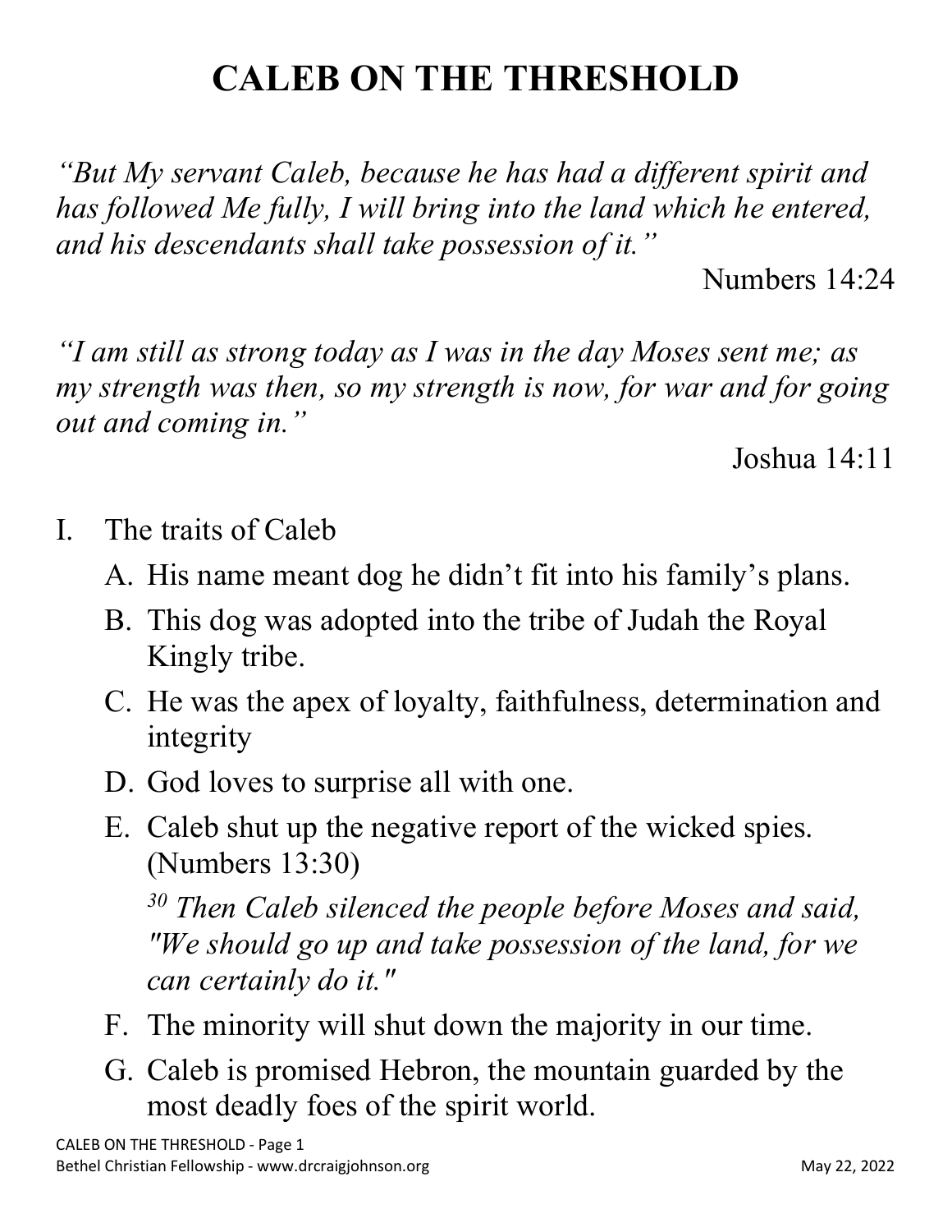# CALEB ON THE THRESHOLD

*"But My servant Caleb, because he has had a different spirit and has followed Me fully, I will bring into the land which he entered, and his descendants shall take possession of it."*

Numbers 14:24

*"I am still as strong today as I was in the day Moses sent me; as my strength was then, so my strength is now, for war and for going out and coming in."*

Joshua 14:11

I. The traits of Caleb

   A. His name meant dog he didn't fit into his family's plans.

   B. This dog was adopted into the tribe of Judah the Royal Kingly tribe.

   C. He was the apex of loyalty, faithfulness, determination and integrity

   D. God loves to surprise all with one.

   E. Caleb shut up the negative report of the wicked spies. (Numbers 13:30)

      [30] *Then Caleb silenced the people before Moses and said, "We should go up and take possession of the land, for we can certainly do it."*

   F. The minority will shut down the majority in our time.

   G. Caleb is promised Hebron, the mountain guarded by the most deadly foes of the spirit world.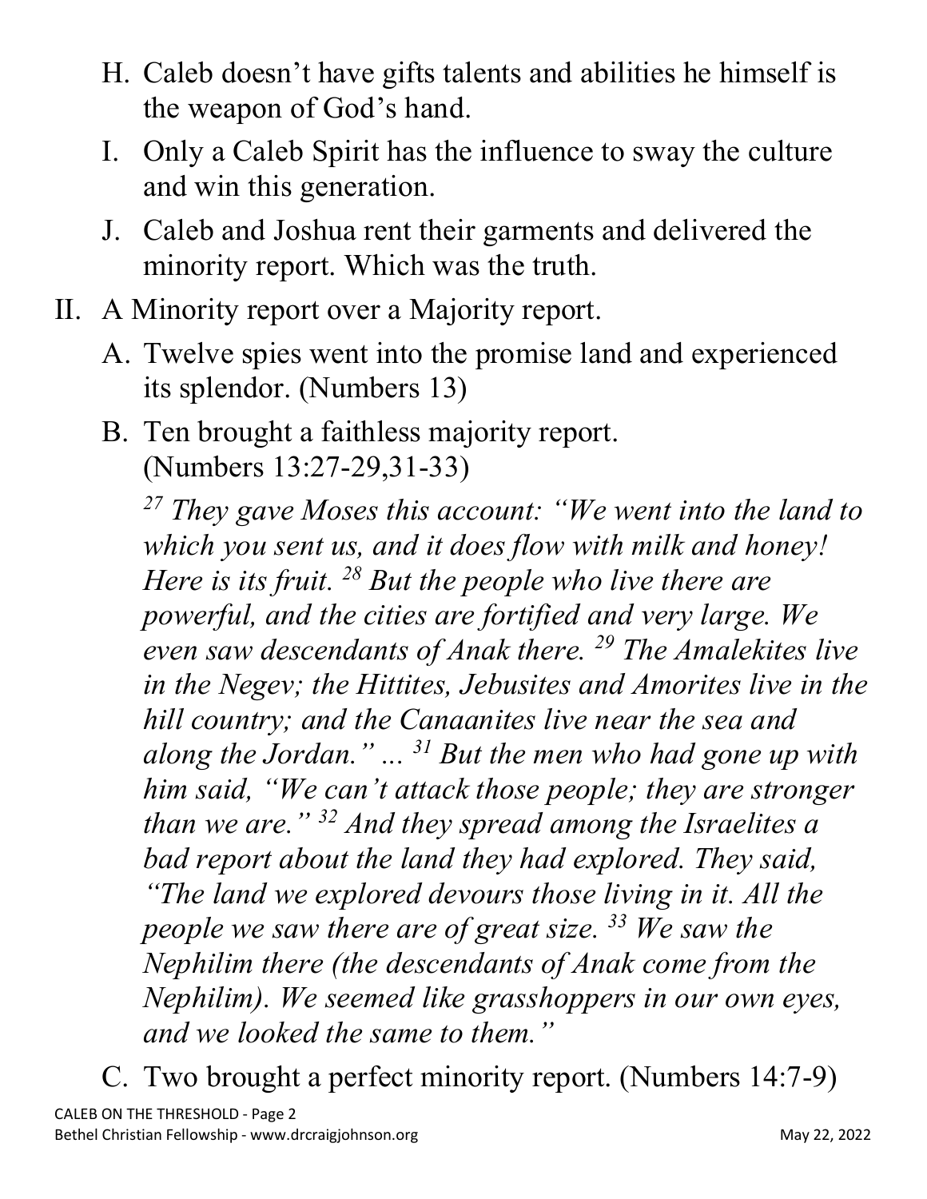H. Caleb doesn't have gifts talents and abilities he himself is the weapon of God's hand.

I. Only a Caleb Spirit has the influence to sway the culture and win this generation.

J. Caleb and Joshua rent their garments and delivered the minority report. Which was the truth.

II. A Minority report over a Majority report.

A. Twelve spies went into the promise land and experienced its splendor. (Numbers 13)

B. Ten brought a faithless majority report. (Numbers 13:27-29,31-33)

*[27] They gave Moses this account: "We went into the land to which you sent us, and it does flow with milk and honey! Here is its fruit. [28] But the people who live there are powerful, and the cities are fortified and very large. We even saw descendants of Anak there. [29] The Amalekites live in the Negev; the Hittites, Jebusites and Amorites live in the hill country; and the Canaanites live near the sea and along the Jordan." ... [31] But the men who had gone up with him said, "We can't attack those people; they are stronger than we are." [32] And they spread among the Israelites a bad report about the land they had explored. They said, "The land we explored devours those living in it. All the people we saw there are of great size. [33] We saw the Nephilim there (the descendants of Anak come from the Nephilim). We seemed like grasshoppers in our own eyes, and we looked the same to them."*

C. Two brought a perfect minority report. (Numbers 14:7-9)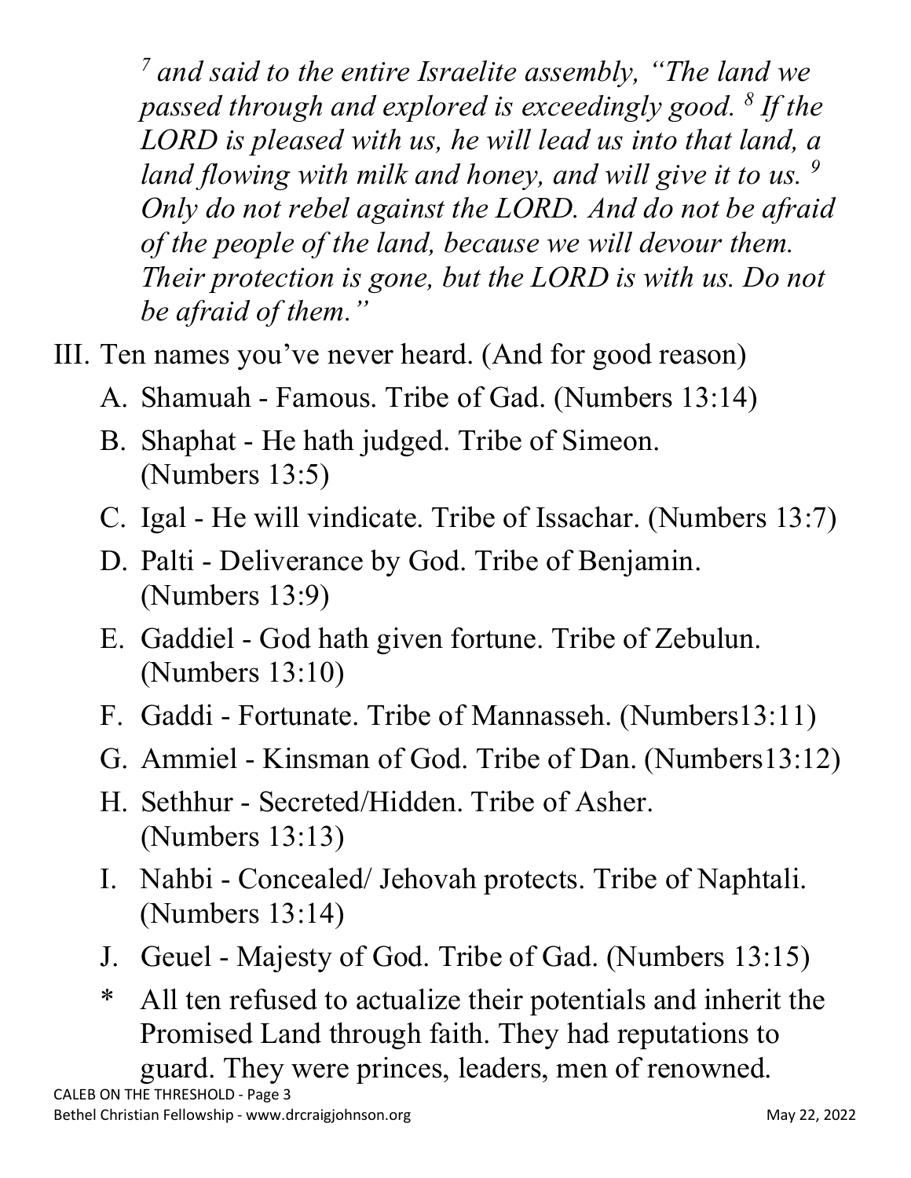*[7] and said to the entire Israelite assembly, "The land we passed through and explored is exceedingly good. [8] If the LORD is pleased with us, he will lead us into that land, a land flowing with milk and honey, and will give it to us. [9] Only do not rebel against the LORD. And do not be afraid of the people of the land, because we will devour them. Their protection is gone, but the LORD is with us. Do not be afraid of them."*

III. Ten names you've never heard. (And for good reason)

A. Shamuah - Famous. Tribe of Gad. (Numbers 13:14)

B. Shaphat - He hath judged. Tribe of Simeon. (Numbers 13:5)

C. Igal - He will vindicate. Tribe of Issachar. (Numbers 13:7)

D. Palti - Deliverance by God. Tribe of Benjamin. (Numbers 13:9)

E. Gaddiel - God hath given fortune. Tribe of Zebulun. (Numbers 13:10)

F. Gaddi - Fortunate. Tribe of Mannasseh. (Numbers13:11)

G. Ammiel - Kinsman of God. Tribe of Dan. (Numbers13:12)

H. Sethhur - Secreted/Hidden. Tribe of Asher. (Numbers 13:13)

I. Nahbi - Concealed/ Jehovah protects. Tribe of Naphtali. (Numbers 13:14)

J. Geuel - Majesty of God. Tribe of Gad. (Numbers 13:15)

\* All ten refused to actualize their potentials and inherit the Promised Land through faith. They had reputations to guard. They were princes, leaders, men of renowned.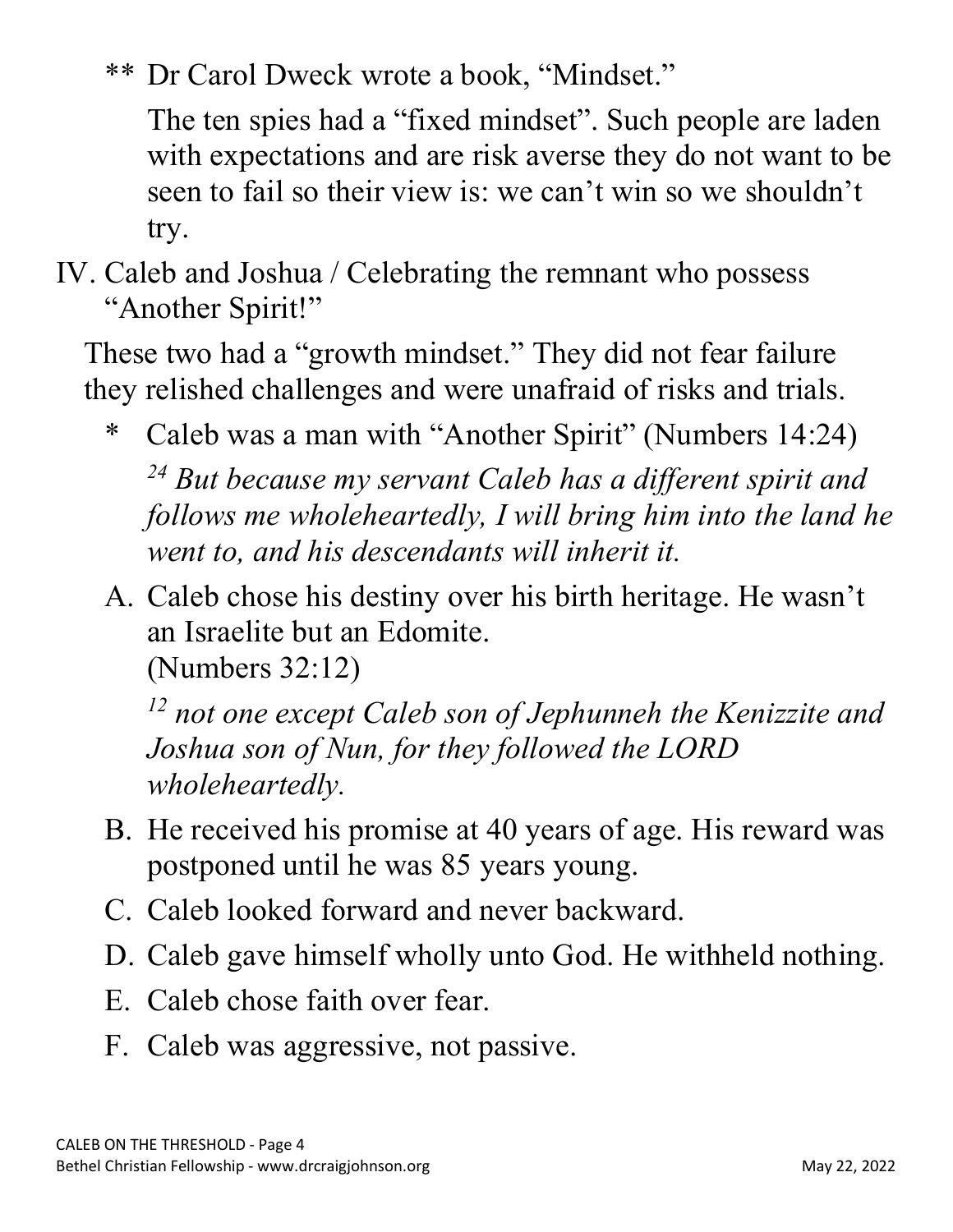** Dr Carol Dweck wrote a book, "Mindset."

The ten spies had a "fixed mindset". Such people are laden with expectations and are risk averse they do not want to be seen to fail so their view is: we can't win so we shouldn't try.

IV. Caleb and Joshua / Celebrating the remnant who possess "Another Spirit!"

These two had a "growth mindset." They did not fear failure they relished challenges and were unafraid of risks and trials.

* Caleb was a man with "Another Spirit" (Numbers 14:24)

  *[24] But because my servant Caleb has a different spirit and follows me wholeheartedly, I will bring him into the land he went to, and his descendants will inherit it.*

A. Caleb chose his destiny over his birth heritage. He wasn't an Israelite but an Edomite.
   (Numbers 32:12)

   *[12] not one except Caleb son of Jephunneh the Kenizzite and Joshua son of Nun, for they followed the LORD wholeheartedly.*

B. He received his promise at 40 years of age. His reward was postponed until he was 85 years young.

C. Caleb looked forward and never backward.

D. Caleb gave himself wholly unto God. He withheld nothing.

E. Caleb chose faith over fear.

F. Caleb was aggressive, not passive.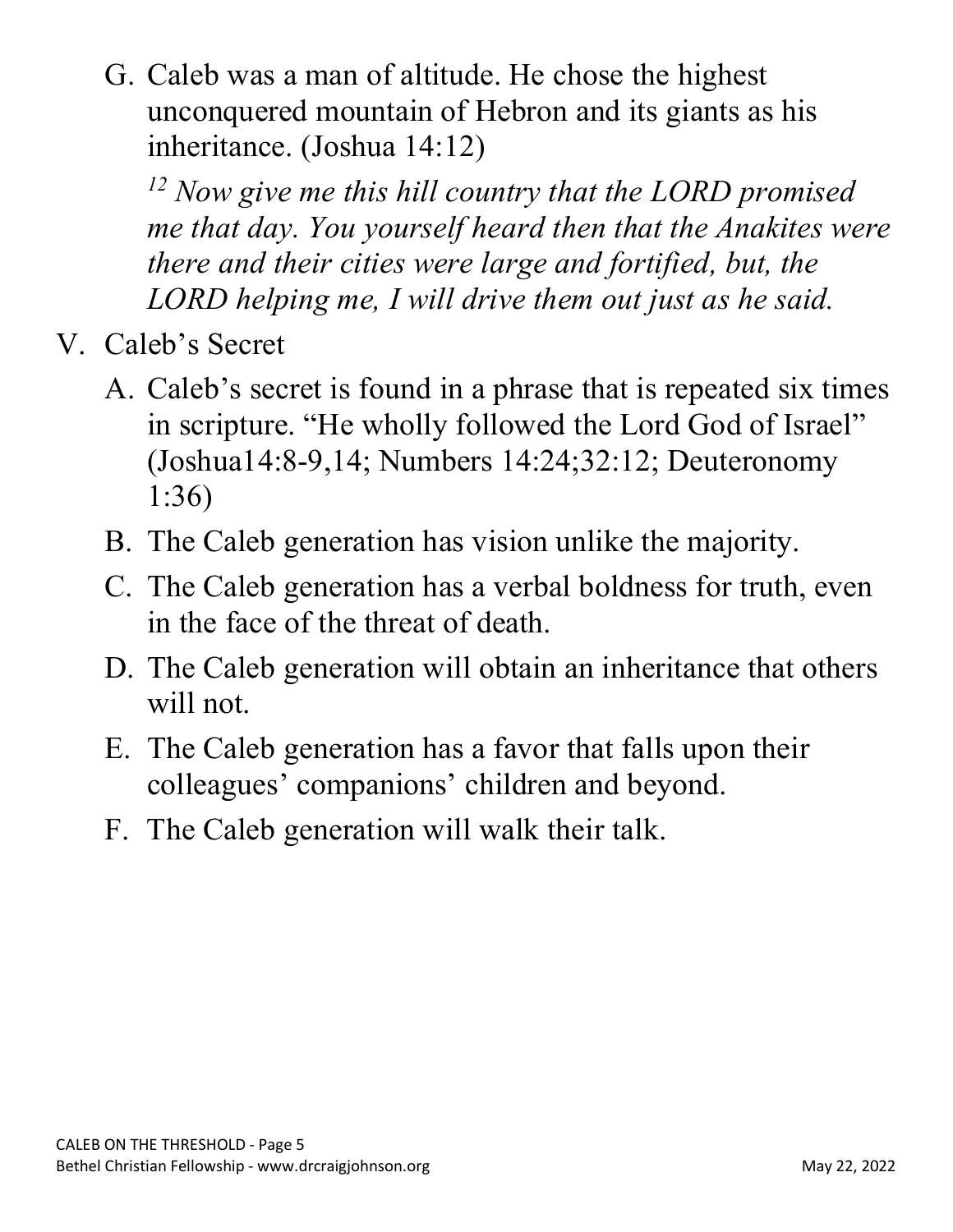G. Caleb was a man of altitude. He chose the highest unconquered mountain of Hebron and its giants as his inheritance. (Joshua 14:12)

   *[12] Now give me this hill country that the LORD promised me that day. You yourself heard then that the Anakites were there and their cities were large and fortified, but, the LORD helping me, I will drive them out just as he said.*

V. Caleb's Secret

   A. Caleb's secret is found in a phrase that is repeated six times in scripture. "He wholly followed the Lord God of Israel" (Joshua14:8-9,14; Numbers 14:24;32:12; Deuteronomy 1:36)

   B. The Caleb generation has vision unlike the majority.

   C. The Caleb generation has a verbal boldness for truth, even in the face of the threat of death.

   D. The Caleb generation will obtain an inheritance that others will not.

   E. The Caleb generation has a favor that falls upon their colleagues' companions' children and beyond.

   F. The Caleb generation will walk their talk.